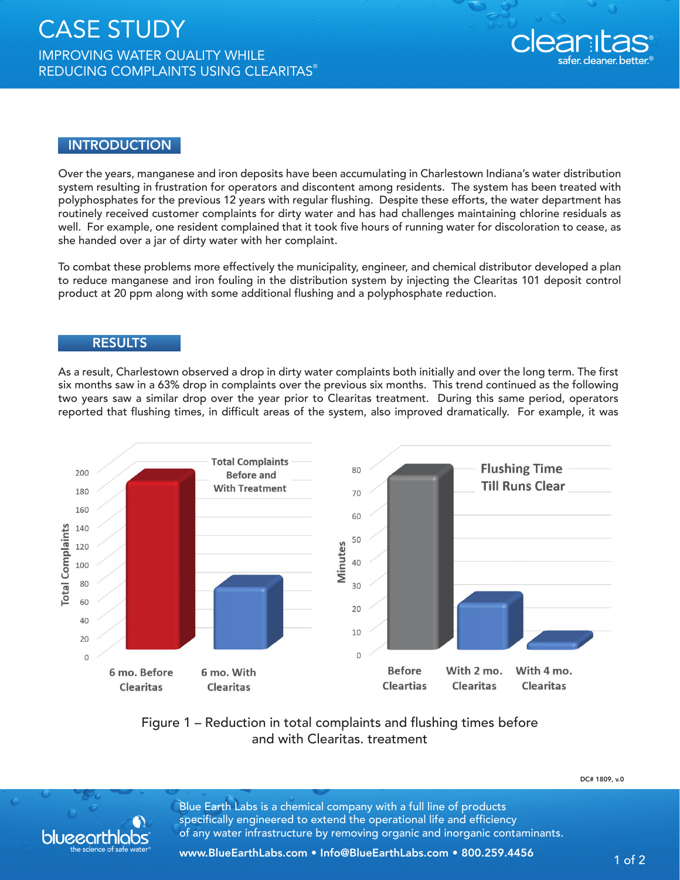# CASE STUDY

## IMPROVING WATER QUALITY WHILE REDUCING COMPLAINTS USING CLEARITAS®

### INTRODUCTION

Over the years, manganese and iron deposits have been accumulating in Charlestown Indiana's water distribution system resulting in frustration for operators and discontent among residents. The system has been treated with polyphosphates for the previous 12 years with regular flushing. Despite these efforts, the water department has routinely received customer complaints for dirty water and has had challenges maintaining chlorine residuals as well. For example, one resident complained that it took five hours of running water for discoloration to cease, as she handed over a jar of dirty water with her complaint.

To combat these problems more effectively the municipality, engineer, and chemical distributor developed a plan to reduce manganese and iron fouling in the distribution system by injecting the Clearitas 101 deposit control product at 20 ppm along with some additional flushing and a polyphosphate reduction.

### RESULTS

As a result, Charlestown observed a drop in dirty water complaints both initially and over the long term. The first six months saw in a 63% drop in complaints over the previous six months. This trend continued as the following two years saw a similar drop over the year prior to Clearitas treatment. During this same period, operators reported that flushing times, in difficult areas of the system, also improved dramatically. For example, it was

Figure 1 – Reduction in total complaints and flushing times before and with Clearitas. treatment

DC# 1809, v.0

Blue Earth Labs is a chemical company with a full line of products specifically engineered to extend the operational life and efficiency of any water infrastructure by removing organic and inorganic contaminants.

www.BlueEarthLabs.com • Info@BlueEarthLabs.com • 800.259.4456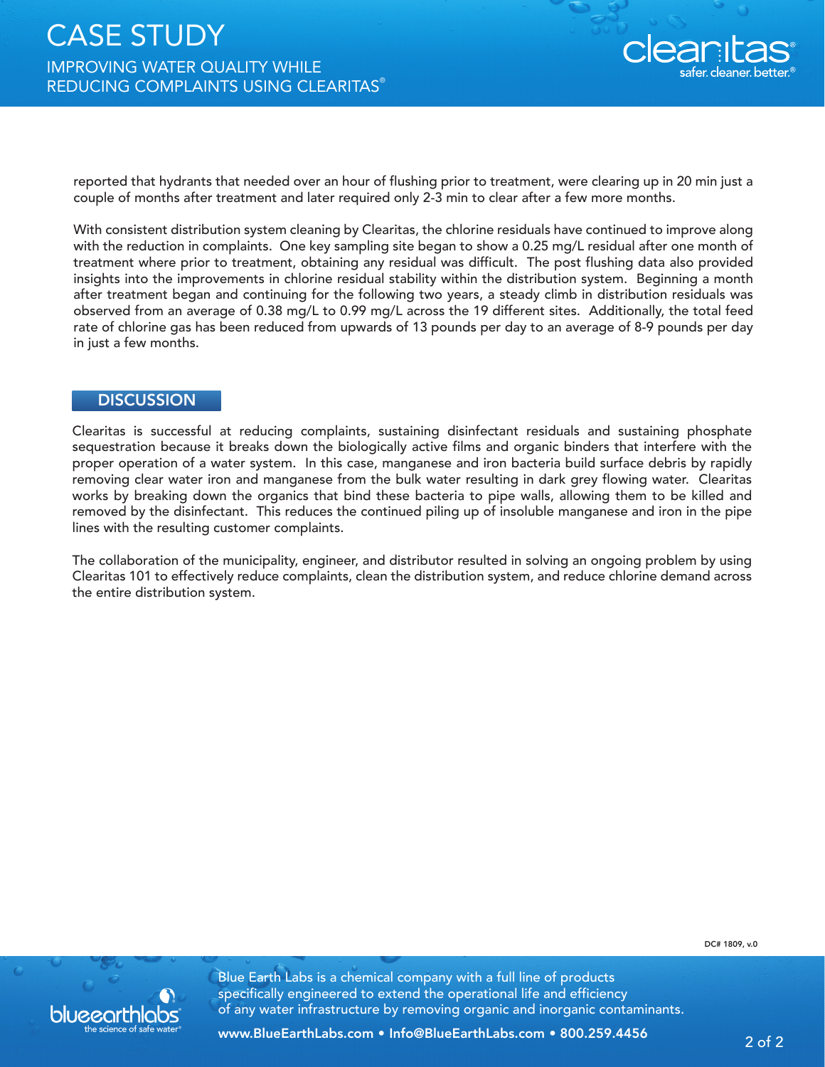reported that hydrants that needed over an hour of flushing prior to treatment, were clearing up in 20 min just a couple of months after treatment and later required only 2-3 min to clear after a few more months.

With consistent distribution system cleaning by Clearitas, the chlorine residuals have continued to improve along with the reduction in complaints. One key sampling site began to show a 0.25 mg/L residual after one month of treatment where prior to treatment, obtaining any residual was difficult. The post flushing data also provided insights into the improvements in chlorine residual stability within the distribution system. Beginning a month after treatment began and continuing for the following two years, a steady climb in distribution residuals was observed from an average of 0.38 mg/L to 0.99 mg/L across the 19 different sites. Additionally, the total feed rate of chlorine gas has been reduced from upwards of 13 pounds per day to an average of 8-9 pounds per day in just a few months.

## DISCUSSION

Clearitas is successful at reducing complaints, sustaining disinfectant residuals and sustaining phosphate sequestration because it breaks down the biologically active films and organic binders that interfere with the proper operation of a water system. In this case, manganese and iron bacteria build surface debris by rapidly removing clear water iron and manganese from the bulk water resulting in dark grey flowing water. Clearitas works by breaking down the organics that bind these bacteria to pipe walls, allowing them to be killed and removed by the disinfectant. This reduces the continued piling up of insoluble manganese and iron in the pipe lines with the resulting customer complaints.

The collaboration of the municipality, engineer, and distributor resulted in solving an ongoing problem by using Clearitas 101 to effectively reduce complaints, clean the distribution system, and reduce chlorine demand across the entire distribution system.

DC# 1809, v.0

Blue Earth Labs is a chemical company with a full line of products specifically engineered to extend the operational life and efficiency of any water infrastructure by removing organic and inorganic contaminants.

www.BlueEarthLabs.com • Info@BlueEarthLabs.com • 800.259.4456